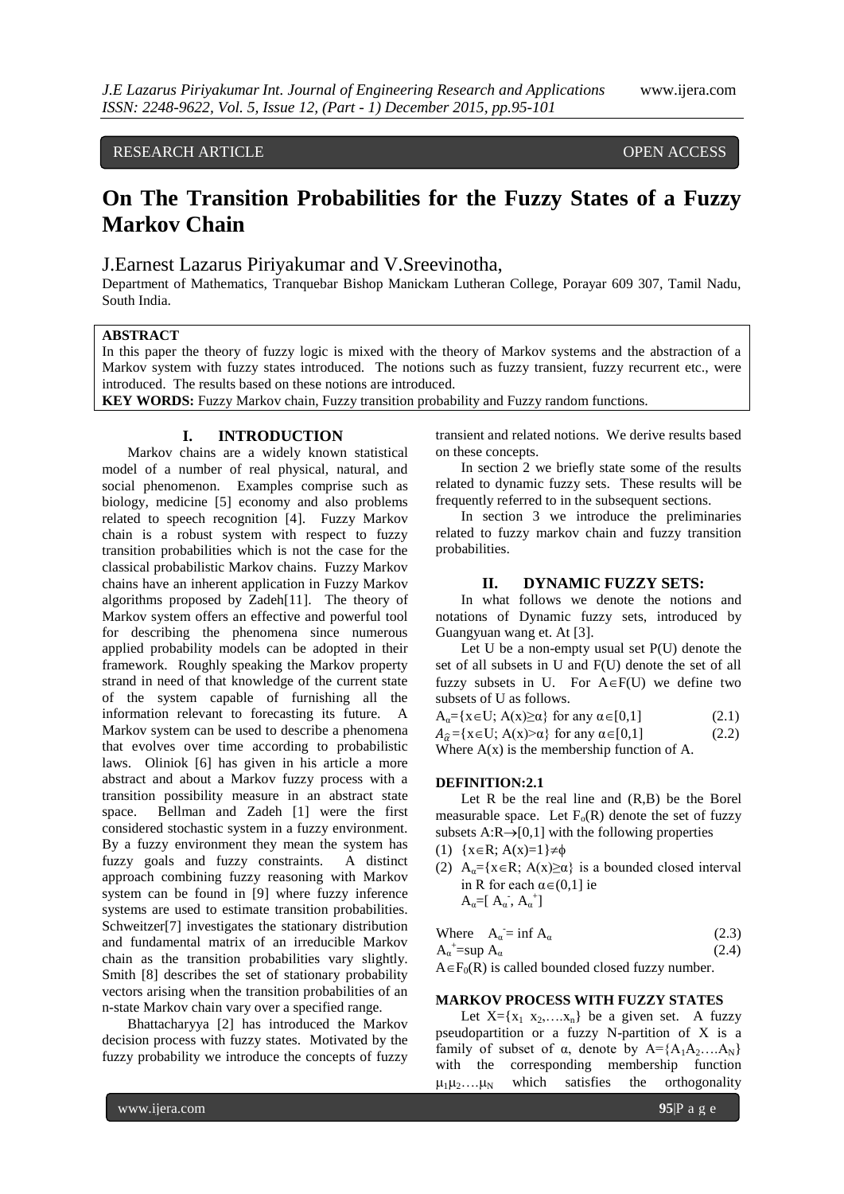RESEARCH ARTICLE OPEN ACCESS

# On The Transition Probabilities for the Fuzzy States of a Fuzzy Markov Chain

J.Earnest Lazarus Piriyakumar and V.Sreevinotha,

Department of Mathematics, Tranquebar Bishop Manickam Lutheran College, Porayar 609 307, Tamil Nadu, South India.

**ABSTRACT**

In this paper the theory of fuzzy logic is mixed with the theory of Markov systems and the abstraction of a Markov system with fuzzy states introduced. The notions such as fuzzy transient, fuzzy recurrent etc., were introduced. The results based on these notions are introduced.

**KEY WORDS:** Fuzzy Markov chain, Fuzzy transition probability and Fuzzy random functions.

## I. INTRODUCTION

Markov chains are a widely known statistical model of a number of real physical, natural, and social phenomenon. Examples comprise such as biology, medicine [5] economy and also problems related to speech recognition [4]. Fuzzy Markov chain is a robust system with respect to fuzzy transition probabilities which is not the case for the classical probabilistic Markov chains. Fuzzy Markov chains have an inherent application in Fuzzy Markov algorithms proposed by Zadeh[11]. The theory of Markov system offers an effective and powerful tool for describing the phenomena since numerous applied probability models can be adopted in their framework. Roughly speaking the Markov property strand in need of that knowledge of the current state of the system capable of furnishing all the information relevant to forecasting its future. A Markov system can be used to describe a phenomena that evolves over time according to probabilistic laws. Oliniok [6] has given in his article a more abstract and about a Markov fuzzy process with a transition possibility measure in an abstract state space. Bellman and Zadeh [1] were the first considered stochastic system in a fuzzy environment. By a fuzzy environment they mean the system has fuzzy goals and fuzzy constraints. A distinct approach combining fuzzy reasoning with Markov system can be found in [9] where fuzzy inference systems are used to estimate transition probabilities. Schweitzer[7] investigates the stationary distribution and fundamental matrix of an irreducible Markov chain as the transition probabilities vary slightly. Smith [8] describes the set of stationary probability vectors arising when the transition probabilities of an n-state Markov chain vary over a specified range.

Bhattacharyya [2] has introduced the Markov decision process with fuzzy states. Motivated by the fuzzy probability we introduce the concepts of fuzzy transient and related notions. We derive results based on these concepts.

In section 2 we briefly state some of the results related to dynamic fuzzy sets. These results will be frequently referred to in the subsequent sections.

In section 3 we introduce the preliminaries related to fuzzy markov chain and fuzzy transition probabilities.

## II. DYNAMIC FUZZY SETS:

In what follows we denote the notions and notations of Dynamic fuzzy sets, introduced by Guangyuan wang et. At [3].

Let U be a non-empty usual set P(U) denote the set of all subsets in U and F(U) denote the set of all fuzzy subsets in U. For $A\in F(U)$ we define two subsets of U as follows.

$$A_\alpha=\{x\in U;\ A(x)\geq\alpha\} \text{ for any } \alpha\in[0,1] \tag{2.1}$$

$$A_{\hat{\alpha}}=\{x\in U;\ A(x)>\alpha\} \text{ for any } \alpha\in[0,1] \tag{2.2}$$

Where A(x) is the membership function of A.

### DEFINITION:2.1

Let R be the real line and (R,B) be the Borel measurable space. Let $F_o(R)$ denote the set of fuzzy subsets $A:R\rightarrow[0,1]$ with the following properties

(1) $\{x\in R;\ A(x)=1\}\neq\phi$

(2) $A_\alpha=\{x\in R;\ A(x)\geq\alpha\}$ is a bounded closed interval in R for each $\alpha\in(0,1]$ ie $A_\alpha=[A_\alpha^-, A_\alpha^+]$

$$\text{Where } A_\alpha^-=\inf A_\alpha \tag{2.3}$$

$$A_\alpha^+=\sup A_\alpha \tag{2.4}$$

$A\in F_0(R)$ is called bounded closed fuzzy number.

### MARKOV PROCESS WITH FUZZY STATES

Let $X=\{x_1\ x_2,\ldots.x_n\}$ be a given set. A fuzzy pseudopartition or a fuzzy N-partition of X is a family of subset of α, denote by $A=\{A_1A_2\ldots.A_N\}$ with the corresponding membership function $\mu_1\mu_2\ldots.\mu_N$ which satisfies the orthogonality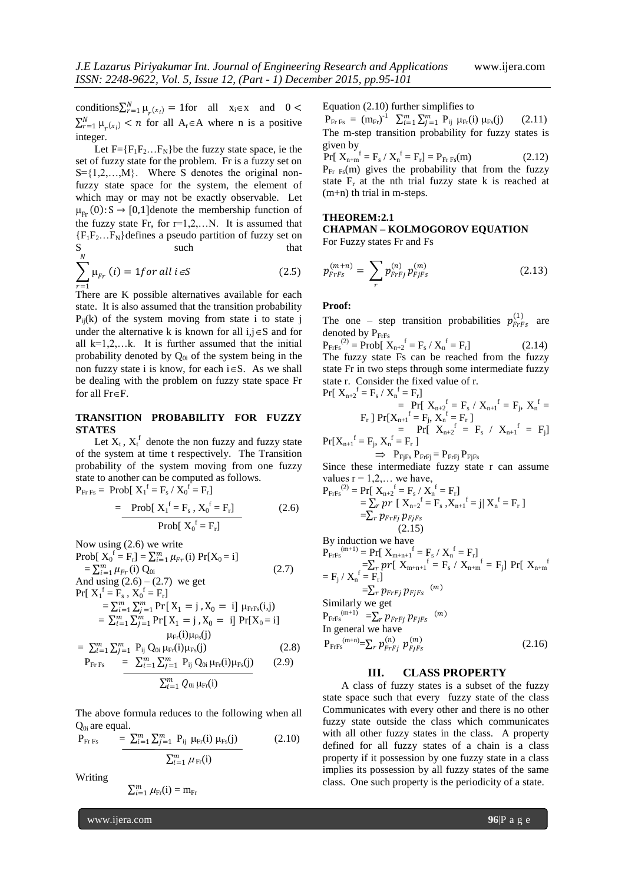conditions $\sum_{r=1}^{N} \mu_{r(x_i)} = 1$ for all $x_i \in x$ and $0 < \sum_{r=1}^{N} \mu_{r(x_i)} < n$ for all $A_r \in A$ where n is a positive integer.

Let $F=\{F_1F_2\ldots F_N\}$ be the fuzzy state space, ie the set of fuzzy state for the problem. Fr is a fuzzy set on $S=\{1,2,\ldots,M\}$. Where S denotes the original non-fuzzy state space for the system, the element of which may or may not be exactly observable. Let $\mu_{Fr}(0): S \rightarrow [0,1]$ denote the membership function of the fuzzy state Fr, for r=1,2,…N. It is assumed that $\{F_1F_2\ldots F_N\}$ defines a pseudo partition of fuzzy set on S such that

$$\sum_{r=1}^{N} \mu_{Fr}(i) = 1 \text{ for all } i \in S \qquad (2.5)$$

There are K possible alternatives available for each state. It is also assumed that the transition probability $P_{ij}(k)$ of the system moving from state i to state j under the alternative k is known for all $i,j \in S$ and for all k=1,2,…k. It is further assumed that the initial probability denoted by $Q_{0i}$ of the system being in the non fuzzy state i is know, for each $i \in S$. As we shall be dealing with the problem on fuzzy state space Fr for all $Fr \in F$.

## TRANSITION PROBABILITY FOR FUZZY STATES

Let $X_t$, $X_t^f$ denote the non fuzzy and fuzzy state of the system at time t respectively. The Transition probability of the system moving from one fuzzy state to another can be computed as follows.

$$P_{Fr\,Fs} = \text{Prob}[X_1^f = F_s / X_0^f = F_r]$$

$$= \frac{\text{Prob}[X_1^f = F_s, X_0^f = F_r]}{\text{Prob}[X_0^f = F_r]} \qquad (2.6)$$

Now using (2.6) we write

$$\text{Prob}[X_0^f = F_r] = \sum_{i=1}^{m} \mu_{Fr}(i) \Pr[X_0 = i]$$

$$= \sum_{i=1}^{m} \mu_{Fr}(i)\, Q_{0i} \qquad (2.7)$$

And using (2.6) – (2.7) we get

$$\Pr[X_1^f = F_s, X_0^f = F_r]$$

$$= \sum_{i=1}^{m} \sum_{j=1}^{m} \Pr[X_1 = j, X_0 = i]\, \mu_{FrFs}(i,j)$$

$$= \sum_{i=1}^{m} \sum_{j=1}^{m} \Pr[X_1 = j, X_0 = i] \Pr[X_0 = i]\, \mu_{Fr}(i)\mu_{Fs}(j)$$

$$= \sum_{i=1}^{m} \sum_{j=1}^{m} P_{ij}\, Q_{0i}\, \mu_{Fr}(i)\mu_{Fs}(j) \qquad (2.8)$$

$$P_{Fr\,Fs} = \frac{\sum_{i=1}^{m} \sum_{j=1}^{m} P_{ij}\, Q_{0i}\, \mu_{Fr}(i)\mu_{Fs}(j)}{\sum_{i=1}^{m} Q_{0i}\, \mu_{Fr}(i)} \qquad (2.9)$$

The above formula reduces to the following when all $Q_{0i}$ are equal.

$$P_{Fr\,Fs} = \frac{\sum_{i=1}^{m} \sum_{j=1}^{m} P_{ij}\, \mu_{Fr}(i)\, \mu_{Fs}(j)}{\sum_{i=1}^{m} \mu_{Fr}(i)} \qquad (2.10)$$

Writing

$$\sum_{i=1}^{m} \mu_{Fr}(i) = m_{Fr}$$

Equation (2.10) further simplifies to

$$P_{Fr\,Fs} = (m_{Fr})^{-1} \sum_{i=1}^{m} \sum_{j=1}^{m} P_{ij}\, \mu_{Fr}(i)\, \mu_{Fs}(j) \qquad (2.11)$$

The m-step transition probability for fuzzy states is given by

$$\Pr[X_{n+m}^f = F_s / X_n^f = F_r] = P_{Fr\,Fs}(m) \qquad (2.12)$$

$P_{Fr\,Fs}(m)$ gives the probability that from the fuzzy state $F_r$ at the nth trial fuzzy state k is reached at (m+n) th trial in m-steps.

**THEOREM:2.1**

**CHAPMAN – KOLMOGOROV EQUATION**

For Fuzzy states Fr and Fs

$$p_{FrFs}^{(m+n)} = \sum_r p_{FrFj}^{(n)} p_{FjFs}^{(m)} \qquad (2.13)$$

**Proof:**

The one – step transition probabilities $p_{FrFs}^{(1)}$ are denoted by $P_{FrFs}$

$$P_{FrFs}^{(2)} = \text{Prob}[X_{n+2}^f = F_s / X_n^f = F_r] \qquad (2.14)$$

The fuzzy state Fs can be reached from the fuzzy state Fr in two steps through some intermediate fuzzy state r. Consider the fixed value of r.

$$\Pr[X_{n+2}^f = F_s / X_n^f = F_r]$$

$$= \Pr[X_{n+2}^f = F_s / X_{n+1}^f = F_j, X_n^f = F_r] \Pr[X_{n+1}^f = F_j, X_n^f = F_r]$$

$$= \Pr[X_{n+2}^f = F_s / X_{n+1}^f = F_j] \Pr[X_{n+1}^f = F_j, X_n^f = F_r]$$

$$\Rightarrow P_{FjFs}\, P_{FrFj} = P_{FrFj}\, P_{FjFs}$$

Since these intermediate fuzzy state r can assume values r = 1,2,… we have,

$$P_{FrFs}^{(2)} = \Pr[X_{n+2}^f = F_s / X_n^f = F_r]$$

$$= \sum_r pr[X_{n+2}^f = F_s, X_{n+1}^f = j \mid X_n^f = F_r]$$

$$= \sum_r p_{FrFj}\, p_{FjFs} \qquad (2.15)$$

By induction we have

$$P_{FrFs}^{(m+1)} = \Pr[X_{m+n+1}^f = F_s / X_n^f = F_r]$$

$$= \sum_r pr[X_{m+n+1}^f = F_s / X_{n+m}^f = F_j] \Pr[X_{n+m}^f = F_j / X_n^f = F_r]$$

$$= \sum_r p_{FrFj}\, p_{FjFs}{}^{(m)}$$

Similarly we get

$$P_{FrFs}^{(m+1)} = \sum_r p_{FrFj}\, p_{FjFs}{}^{(m)}$$

In general we have

$$P_{FrFs}^{(m+n)} = \sum_r p_{FrFj}^{(n)}\, p_{FjFs}^{(m)} \qquad (2.16)$$

## III. CLASS PROPERTY

A class of fuzzy states is a subset of the fuzzy state space such that every fuzzy state of the class Communicates with every other and there is no other fuzzy state outside the class which communicates with all other fuzzy states in the class. A property defined for all fuzzy states of a chain is a class property if it possession by one fuzzy state in a class implies its possession by all fuzzy states of the same class. One such property is the periodicity of a state.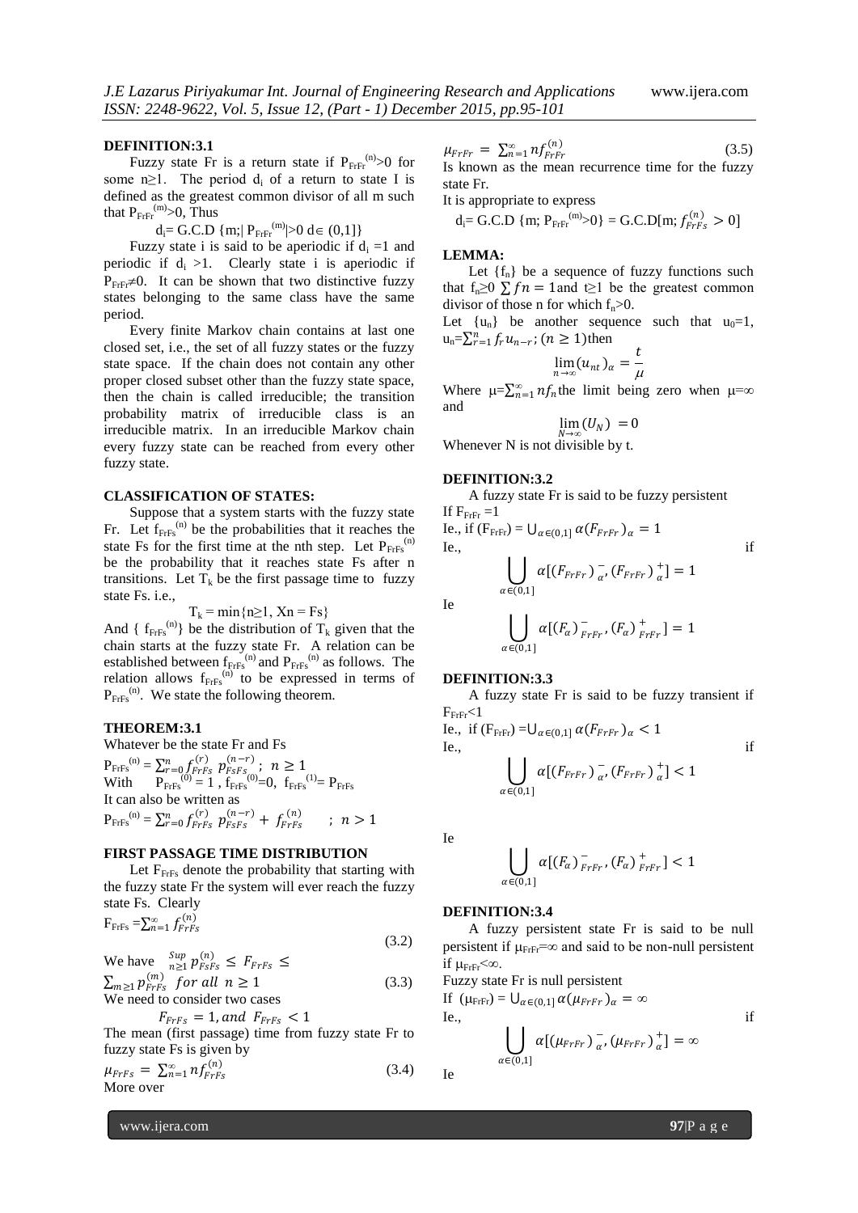**DEFINITION:3.1**

Fuzzy state Fr is a return state if $P_{FrFr}^{(n)}>0$ for some $n\geq1$. The period $d_i$ of a return to state I is defined as the greatest common divisor of all m such that $P_{FrFr}^{(m)}>0$, Thus

$$d_i = \text{G.C.D}\ \{m;|\ P_{FrFr}^{(m)}|>0\ d\in(0,1]\}$$

Fuzzy state i is said to be aperiodic if $d_i = 1$ and periodic if $d_i > 1$. Clearly state i is aperiodic if $P_{FrFr}\neq0$. It can be shown that two distinctive fuzzy states belonging to the same class have the same period.

Every finite Markov chain contains at last one closed set, i.e., the set of all fuzzy states or the fuzzy state space. If the chain does not contain any other proper closed subset other than the fuzzy state space, then the chain is called irreducible; the transition probability matrix of irreducible class is an irreducible matrix. In an irreducible Markov chain every fuzzy state can be reached from every other fuzzy state.

**CLASSIFICATION OF STATES:**

Suppose that a system starts with the fuzzy state Fr. Let $f_{FrFs}^{(n)}$ be the probabilities that it reaches the state Fs for the first time at the nth step. Let $P_{FrFs}^{(n)}$ be the probability that it reaches state Fs after n transitions. Let $T_k$ be the first passage time to fuzzy state Fs. i.e.,

$$T_k = \min\{n\geq1,\ Xn = Fs\}$$

And $\{f_{FrFs}^{(n)}\}$ be the distribution of $T_k$ given that the chain starts at the fuzzy state Fr. A relation can be established between $f_{FrFs}^{(n)}$ and $P_{FrFs}^{(n)}$ as follows. The relation allows $f_{FrFs}^{(n)}$ to be expressed in terms of $P_{FrFs}^{(n)}$. We state the following theorem.

**THEOREM:3.1**

Whatever be the state Fr and Fs

$$P_{FrFs}^{(n)} = \sum_{r=0}^{n} f_{FrFs}^{(r)}\ p_{FsFs}^{(n-r)}\ ;\ n\geq1$$

With $P_{FrFs}^{(0)} = 1$, $f_{FrFs}^{(0)}=0$, $f_{FrFs}^{(1)}= P_{FrFs}$

It can also be written as

$$P_{FrFs}^{(n)} = \sum_{r=0}^{n} f_{FrFs}^{(r)}\ p_{FsFs}^{(n-r)} + f_{FrFs}^{(n)}\qquad;\ n>1$$

**FIRST PASSAGE TIME DISTRIBUTION**

Let $F_{FrFs}$ denote the probability that starting with the fuzzy state Fr the system will ever reach the fuzzy state Fs. Clearly

$$F_{FrFs} = \sum_{n=1}^{\infty} f_{FrFs}^{(n)} \tag{3.2}$$

We have

$$\sup_{n\geq1} p_{FsFs}^{(n)} \leq F_{FrFs} \leq \sum_{m\geq1} p_{FrFs}^{(m)}\ \ for\ all\ n\geq1 \tag{3.3}$$

We need to consider two cases

$$F_{FrFs} = 1,\ and\ F_{FrFs} < 1$$

The mean (first passage) time from fuzzy state Fr to fuzzy state Fs is given by

$$\mu_{FrFs} = \sum_{n=1}^{\infty} n f_{FrFs}^{(n)} \tag{3.4}$$

More over

$$\mu_{FrFr} = \sum_{n=1}^{\infty} n f_{FrFr}^{(n)} \tag{3.5}$$

Is known as the mean recurrence time for the fuzzy state Fr.

It is appropriate to express

$$d_i = \text{G.C.D}\ \{m;\ P_{FrFr}^{(m)}>0\} = \text{G.C.D}[m;\ f_{FrFs}^{(n)} > 0]$$

**LEMMA:**

Let $\{f_n\}$ be a sequence of fuzzy functions such that $f_n\geq0$ $\sum fn = 1$and $t\geq1$ be the greatest common divisor of those n for which $f_n>0$.

Let $\{u_n\}$ be another sequence such that $u_0=1$, $u_n=\sum_{r=1}^{n} f_r u_{n-r}$; $(n\geq1)$then

$$\lim_{n\to\infty}(u_{nt})_\alpha = \frac{t}{\mu}$$

Where $\mu=\sum_{n=1}^{\infty} nf_n$the limit being zero when $\mu=\infty$ and

$$\lim_{N\to\infty}(U_N) = 0$$

Whenever N is not divisible by t.

**DEFINITION:3.2**

A fuzzy state Fr is said to be fuzzy persistent If $F_{FrFr} = 1$

Ie., if $(F_{FrFr}) = \bigcup_{\alpha\in(0,1]} \alpha(F_{FrFr})_\alpha = 1$

Ie., if

$$\bigcup_{\alpha\in(0,1]} \alpha[(F_{FrFr})_\alpha^-, (F_{FrFr})_\alpha^+] = 1$$

Ie

$$\bigcup_{\alpha\in(0,1]} \alpha[(F_\alpha)_{FrFr}^-, (F_\alpha)_{FrFr}^+] = 1$$

**DEFINITION:3.3**

A fuzzy state Fr is said to be fuzzy transient if $F_{FrFr}<1$

Ie., if $(F_{FrFr}) = \bigcup_{\alpha\in(0,1]} \alpha(F_{FrFr})_\alpha < 1$

Ie., if

$$\bigcup_{\alpha\in(0,1]} \alpha[(F_{FrFr})_\alpha^-, (F_{FrFr})_\alpha^+] < 1$$

Ie

$$\bigcup_{\alpha\in(0,1]} \alpha[(F_\alpha)_{FrFr}^-, (F_\alpha)_{FrFr}^+] < 1$$

**DEFINITION:3.4**

A fuzzy persistent state Fr is said to be null persistent if $\mu_{FrFr}=\infty$ and said to be non-null persistent if $\mu_{FrFr}<\infty$.

Fuzzy state Fr is null persistent

If $(\mu_{FrFr}) = \bigcup_{\alpha\in(0,1]} \alpha(\mu_{FrFr})_\alpha = \infty$

Ie., if

$$\bigcup_{\alpha\in(0,1]} \alpha[(\mu_{FrFr})_\alpha^-, (\mu_{FrFr})_\alpha^+] = \infty$$

Ie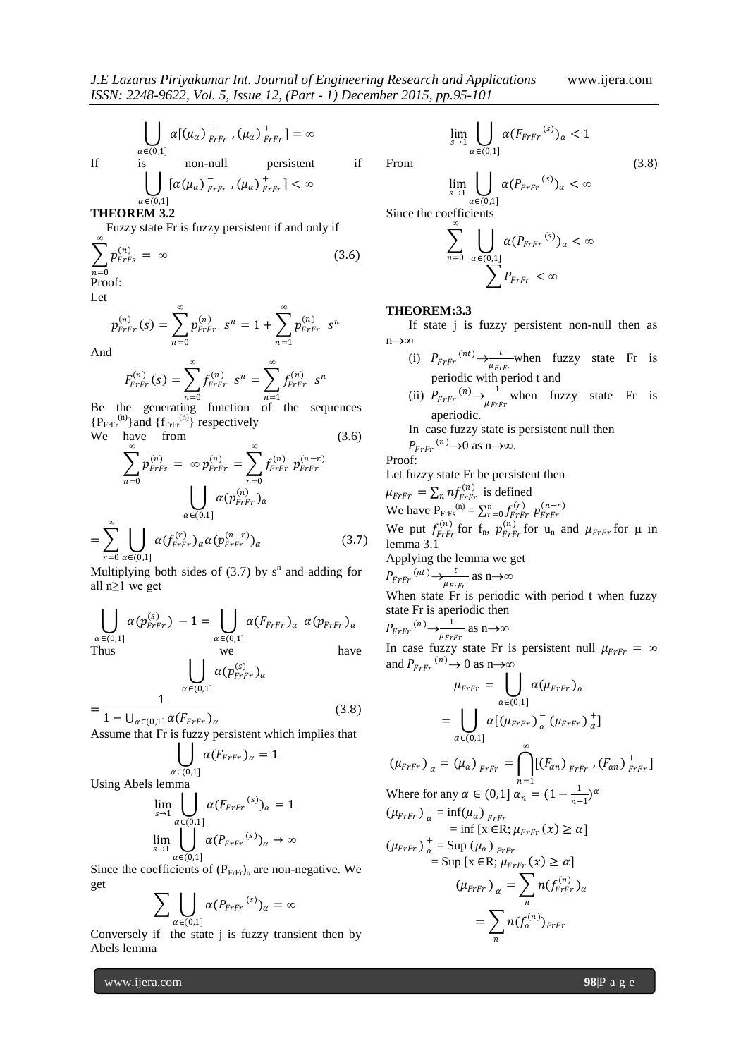$$\bigcup_{\alpha\in(0,1]} \alpha[(\mu_\alpha)^-_{FrFr}, (\mu_\alpha)^+_{FrFr}] = \infty$$

If is non-null persistent if

$$\bigcup_{\alpha\in(0,1]} [\alpha(\mu_\alpha)^-_{FrFr}, (\mu_\alpha)^+_{FrFr}] < \infty$$

**THEOREM 3.2**

Fuzzy state Fr is fuzzy persistent if and only if

$$\sum_{n=0}^{\infty} p^{(n)}_{FrFs} = \infty \quad (3.6)$$

Proof:

Let

$$p^{(n)}_{FrFr}(s) = \sum_{n=0}^{\infty} p^{(n)}_{FrFr}\; s^n = 1 + \sum_{n=1}^{\infty} p^{(n)}_{FrFr}\; s^n$$

And

$$F^{(n)}_{FrFr}(s) = \sum_{n=0}^{\infty} f^{(n)}_{FrFr}\; s^n = \sum_{n=1}^{\infty} f^{(n)}_{FrFr}\; s^n$$

Be the generating function of the sequences $\{P_{FrFr}^{(n)}\}$ and $\{f_{FrFr}^{(n)}\}$ respectively

We have from (3.6)

$$\sum_{n=0}^{\infty} p^{(n)}_{FrFs} = \infty\, p^{(n)}_{FrFr} = \sum_{r=0}^{\infty} f^{(n)}_{FrFr}\; p^{(n-r)}_{FrFr}$$

$$\bigcup_{\alpha\in(0,1]} \alpha(p^{(n)}_{FrFr})_\alpha$$

$$= \sum_{r=0}^{\infty} \bigcup_{\alpha\in(0,1]} \alpha(f^{(r)}_{FrFr})_\alpha \alpha(p^{(n-r)}_{FrFr})_\alpha \quad (3.7)$$

Multiplying both sides of (3.7) by $s^n$ and adding for all $n\geq1$ we get

$$\bigcup_{\alpha\in(0,1]} \alpha(p^{(s)}_{FrFr}) - 1 = \bigcup_{\alpha\in(0,1]} \alpha(F_{FrFr})_\alpha\; \alpha(p_{FrFr})_\alpha$$

Thus we have

$$\bigcup_{\alpha\in(0,1]} \alpha(p^{(s)}_{FrFr})_\alpha$$

$$= \frac{1}{1 - \bigcup_{\alpha\in(0,1]} \alpha(F_{FrFr})_\alpha} \quad (3.8)$$

Assume that Fr is fuzzy persistent which implies that

$$\bigcup_{\alpha\in(0,1]} \alpha(F_{FrFr})_\alpha = 1$$

Using Abels lemma

$$\lim_{s\to1} \bigcup_{\alpha\in(0,1]} \alpha(F_{FrFr}{}^{(s)})_\alpha = 1$$

$$\lim_{s\to1} \bigcup_{\alpha\in(0,1]} \alpha(P_{FrFr}{}^{(s)})_\alpha \to \infty$$

Since the coefficients of $(P_{FrFr})_\alpha$ are non-negative. We get

$$\sum \bigcup_{\alpha\in(0,1]} \alpha(P_{FrFr}{}^{(s)})_\alpha = \infty$$

Conversely if the state j is fuzzy transient then by Abels lemma

$$\lim_{s\to1} \bigcup_{\alpha\in(0,1]} \alpha(F_{FrFr}{}^{(s)})_\alpha < 1$$

From (3.8)

$$\lim_{s\to1} \bigcup_{\alpha\in(0,1]} \alpha(P_{FrFr}{}^{(s)})_\alpha < \infty$$

Since the coefficients

$$\sum_{n=0}^{\infty} \bigcup_{\alpha\in(0,1]} \alpha(P_{FrFr}{}^{(s)})_\alpha < \infty$$

$$\sum P_{FrFr} < \infty$$

**THEOREM:3.3**

If state j is fuzzy persistent non-null then as $n\to\infty$

(i) $P_{FrFr}{}^{(nt)} \to \frac{t}{\mu_{FrFr}}$ when fuzzy state Fr is periodic with period t and

(ii) $P_{FrFr}{}^{(n)} \to \frac{1}{\mu_{FrFr}}$ when fuzzy state Fr is aperiodic.

In case fuzzy state is persistent null then $P_{FrFr}{}^{(n)} \to 0$ as $n\to\infty$.

Proof:

Let fuzzy state Fr be persistent then

$\mu_{FrFr} = \sum_n n f^{(n)}_{FrFr}$ is defined

We have $P_{FrFs}{}^{(n)} = \sum_{r=0}^{n} f^{(r)}_{FrFr}\; p^{(n-r)}_{FrFr}$

We put $f^{(n)}_{FrFr}$ for $f_n$, $p^{(n)}_{FrFr}$ for $u_n$ and $\mu_{FrFr}$ for $\mu$ in lemma 3.1

Applying the lemma we get

$P_{FrFr}{}^{(nt)} \to \frac{t}{\mu_{FrFr}}$ as $n\to\infty$

When state Fr is periodic with period t when fuzzy state Fr is aperiodic then

$P_{FrFr}{}^{(n)} \to \frac{1}{\mu_{FrFr}}$ as $n\to\infty$

In case fuzzy state Fr is persistent null $\mu_{FrFr} = \infty$ and $P_{FrFr}{}^{(n)} \to 0$ as $n\to\infty$

$$\mu_{FrFr} = \bigcup_{\alpha\in(0,1]} \alpha(\mu_{FrFr})_\alpha$$

$$= \bigcup_{\alpha\in(0,1]} \alpha[(\mu_{FrFr})^-_\alpha\, (\mu_{FrFr})^+_\alpha]$$

$$(\mu_{FrFr})_\alpha = (\mu_\alpha)_{FrFr} = \bigcap_{n=1}^{\infty}[(F_{\alpha n})^-_{FrFr}, (F_{\alpha n})^+_{FrFr}]$$

Where for any $\alpha \in (0,1]$ $\alpha_n = (1 - \frac{1}{n+1})^\alpha$

$(\mu_{FrFr})^-_\alpha = \inf(\mu_\alpha)_{FrFr}$

$= \inf\,[x \in R;\, \mu_{FrFr}(x) \geq \alpha]$

$(\mu_{FrFr})^+_\alpha = \text{Sup}\,(\mu_\alpha)_{FrFr}$

$= \text{Sup}\,[x \in R;\, \mu_{FrFr}(x) \geq \alpha]$

$$(\mu_{FrFr})_\alpha = \sum_n n(f^{(n)}_{FrFr})_\alpha$$

$$= \sum_n n(f^{(n)}_\alpha)_{FrFr}$$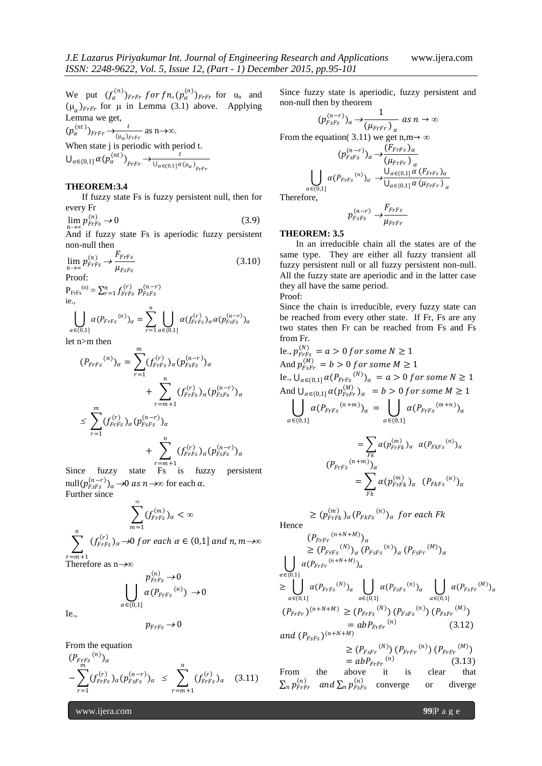We put $(f_\alpha^{(n)})_{FrFr}$ *for* $fn, (p_\alpha^{(n)})_{FrFr}$ for $u_n$ and $(\mu_\alpha)_{FrFr}$ for μ in Lemma (3.1) above. Applying Lemma we get,

$(p_\alpha^{(nt)})_{FrFr} \to \frac{t}{(\mu_\alpha)_{FrFr}}$ as n→∞.

When state j is periodic with period t.

$\bigcup_{\alpha\in(0,1]} \alpha (p_\alpha^{(nt)})_{FrFr} \to \frac{t}{\bigcup_{\alpha\in(0,1]} \alpha(\mu_\alpha)_{FrFr}}$

### THEOREM:3.4

If fuzzy state Fs is fuzzy persistent null, then for every Fr

$$\lim_{n\to\infty} p_{FrFs}^{(n)} \to 0 \tag{3.9}$$

And if fuzzy state Fs is aperiodic fuzzy persistent non-null then

$$\lim_{n\to\infty} p_{FrFs}^{(n)} \to \frac{F_{FrFs}}{\mu_{FsFs}} \tag{3.10}$$

Proof:

$P_{FrFs}^{(n)} = \sum_{r=1}^{n} f_{FrFs}^{(r)} \; p_{FsFs}^{(n-r)}$

ie.,

$$\bigcup_{\alpha\in(0,1]} \alpha (P_{FrFs}{}^{(n)})_\alpha = \sum_{r=1}^{n} \bigcup_{\alpha\in(0,1]} \alpha (f_{FrFs}^{(r)})_\alpha \alpha (p_{FsFs}^{(n-r)})_\alpha$$

let n>m then

$$(P_{FrFs}{}^{(n)})_\alpha = \sum_{r=1}^{m} (f_{FrFs}^{(r)})_\alpha (p_{FsFs}^{(n-r)})_\alpha + \sum_{r=m+1}^{n} (f_{FrFs}^{(r)})_\alpha (p_{FsFs}^{(n-r)})_\alpha$$

$$\leq \sum_{r=1}^{m} (f_{FrFs}^{(r)})_\alpha (p_{FsFs}^{(n-r)})_\alpha + \sum_{r=m+1}^{n} (f_{FrFs}^{(r)})_\alpha (p_{FsFs}^{(n-r)})_\alpha$$

Since fuzzy state Fs is fuzzy persistent null$(p_{FsFs}^{(n-r)})_\alpha \to 0$ *as* $n\to\infty$ for each $\alpha$.

Further since

$$\sum_{m=1}^{\infty} (f_{FrFs}^{(m)})_\alpha < \infty$$

$$\sum_{r=m+1}^{n} (f_{FrFs}^{(r)})_\alpha \to 0 \; for \; each \; \alpha \in (0,1] \; and \; n, m \to \infty$$

Therefore as n→∞

$$p_{FrFs}^{(n)} \to 0$$

$$\bigcup_{\alpha\in(0,1]} \alpha (P_{FrFs}{}^{(n)}) \to 0$$

Ie.,

$$p_{FrFs} \to 0$$

From the equation

$$(P_{FrFs}{}^{(n)})_\alpha - \sum_{r=1}^{m} (f_{FrFs}^{(r)})_\alpha (p_{FsFs}^{(n-r)})_\alpha \leq \sum_{r=m+1}^{n} (f_{FrFs}^{(r)})_\alpha \tag{3.11}$$

Since fuzzy state is aperiodic, fuzzy persistent and non-null then by theorem

$$(p_{FsFs}^{(n-r)})_\alpha \to \frac{1}{(\mu_{FrFr})_\alpha} \; as \; n \to \infty$$

From the equation( 3.11) we get n,m→ ∞

$$(p_{FsFs}^{(n-r)})_\alpha \to \frac{(F_{FrFs})_\alpha}{(\mu_{FrFr})_\alpha}$$

$$\bigcup_{\alpha\in(0,1]} \alpha (P_{FrFs}{}^{(n)})_\alpha \to \frac{\bigcup_{\alpha\in(0,1]} \alpha (F_{FrFs})_\alpha}{\bigcup_{\alpha\in(0,1]} \alpha (\mu_{FrFr})_\alpha}$$

Therefore,

$$p_{FsFs}^{(n-r)} \to \frac{F_{FrFs}}{\mu_{FrFr}}$$

### THEOREM: 3.5

In an irreducible chain all the states are of the same type. They are either all fuzzy transient all fuzzy persistent null or all fuzzy persistent non-null. All the fuzzy state are aperiodic and in the latter case they all have the same period.

Proof:

Since the chain is irreducible, every fuzzy state can be reached from every other state. If Fr, Fs are any two states then Fr can be reached from Fs and Fs from Fr.

Ie., $p_{FrFs}^{(N)} = a > 0 \; for \; some \; N \geq 1$

And $p_{FsFr}^{(M)} = b > 0 \; for \; some \; M \geq 1$

Ie., $\bigcup_{\alpha\in(0,1]} \alpha (P_{FrFs}{}^{(N)})_\alpha = a > 0 \; for \; some \; N \geq 1$

And $\bigcup_{\alpha\in(0,1]} \alpha (p_{FsFr}^{(M)})_\alpha = b > 0 \; for \; some \; M \geq 1$

$$\bigcup_{\alpha\in(0,1]} \alpha (P_{FrFs}{}^{(n+m)})_\alpha = \bigcup_{\alpha\in(0,1]} \alpha (P_{FrFs}{}^{(m+n)})_\alpha$$

$$= \sum_{Fk} \alpha (p_{FrFk}^{(m)})_\alpha \;\; \alpha (P_{FkFs}{}^{(n)})_\alpha$$

$$(P_{FrFs}{}^{(n+m)})_\alpha = \sum_{Fk} \alpha (p_{FrFk}^{(m)})_\alpha \;\; (P_{FkFs}{}^{(n)})_\alpha$$

$$\geq (p_{FrFk}^{(m)})_\alpha (P_{FkFs}{}^{(n)})_\alpha \; for \; each \; Fk$$

Hence

$$(P_{FrFr}{}^{(n+N+M)})_\alpha \geq (P_{FrFs}{}^{(N)})_\alpha (P_{FsFs}{}^{(n)})_\alpha (P_{FsFr}{}^{(M)})_\alpha$$

$$\bigcup_{\alpha\in(0,1]} \alpha (P_{FrFr}{}^{(n+N+M)})_\alpha \geq \bigcup_{\alpha\in(0,1]} \alpha (P_{FrFs}{}^{(N)})_\alpha \bigcup_{\alpha\in(0,1]} \alpha (P_{FsFs}{}^{(n)})_\alpha \bigcup_{\alpha\in(0,1]} \alpha (P_{FsFr}{}^{(M)})_\alpha$$

$$(P_{FrFr})^{(n+N+M)} \geq (P_{FrFs}{}^{(N)}) (P_{FsFs}{}^{(n)}) (P_{FsFr}{}^{(M)}) = abP_{FrFr}{}^{(n)} \tag{3.12}$$

$$and \; (P_{FsFs})^{(n+N+M)} \geq (P_{FsFr}{}^{(N)}) (P_{FrFr}{}^{(n)}) (P_{FrFr}{}^{(M)}) = abP_{FrFr}{}^{(n)} \tag{3.13}$$

From the above it is clear that $\sum_n p_{FrFr}^{(n)}$ *and* $\sum_n p_{FsFs}^{(n)}$ converge or diverge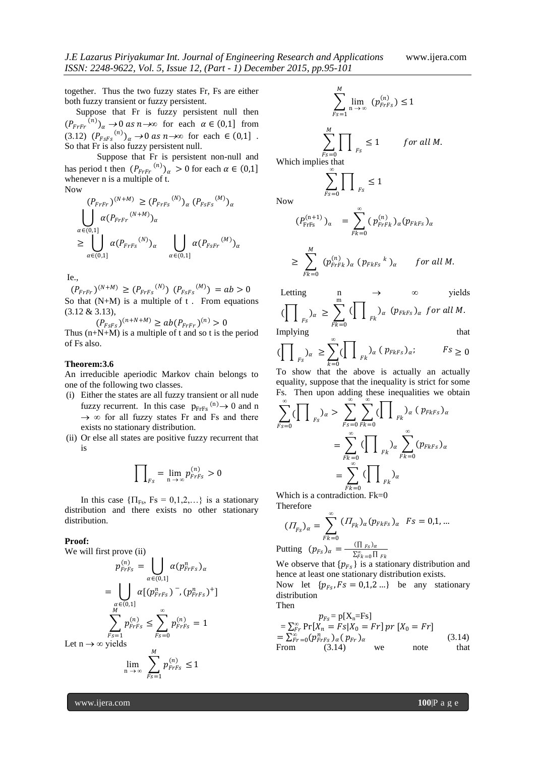together. Thus the two fuzzy states Fr, Fs are either both fuzzy transient or fuzzy persistent.

Suppose that Fr is fuzzy persistent null then $(P_{FrFr}{}^{(n)})_\alpha \to 0 \; as \; n \to \infty$ for each $\alpha \in (0,1]$ from (3.12) $(P_{FsFs}{}^{(n)})_\alpha \to 0 \; as \; n \to \infty$ for each $\in (0,1]$ . So that Fr is also fuzzy persistent null.

Suppose that Fr is persistent non-null and has period t then $(P_{FrFr}{}^{(n)})_\alpha > 0$ for each $\alpha \in (0,1]$ whenever n is a multiple of t.

Now

$$(P_{FrFr})^{(N+M)} \geq (P_{FrFs}{}^{(N)})_\alpha \, (P_{FsFs}{}^{(M)})_\alpha$$

$$\bigcup_{\alpha \in (0,1]} \alpha (P_{FrFr}{}^{(N+M)})_\alpha$$

$$\geq \bigcup_{\alpha \in (0,1]} \alpha (P_{FrFs}{}^{(N)})_\alpha \quad \bigcup_{\alpha \in (0,1]} \alpha (P_{FsFr}{}^{(M)})_\alpha$$

Ie.,

$$(P_{FrFr})^{(N+M)} \geq (P_{FrFs}{}^{(N)}) \; (P_{FsFs}{}^{(M)}) = ab > 0$$

So that (N+M) is a multiple of t . From equations (3.12 & 3.13),

$$(P_{FsFs})^{(n+N+M)} \geq ab (P_{FrFr})^{(n)} > 0$$

Thus (n+N+M) is a multiple of t and so t is the period of Fs also.

#### Theorem:3.6

An irreducible aperiodic Markov chain belongs to one of the following two classes.

(i) Either the states are all fuzzy transient or all nude fuzzy recurrent. In this case $p_{FrFs}{}^{(n)} \to 0$ and $n \to \infty$ for all fuzzy states Fr and Fs and there exists no stationary distribution.
(ii) Or else all states are positive fuzzy recurrent that is

$$\prod_{Fs} = \lim_{n \to \infty} p_{FrFs}^{(n)} > 0$$

In this case $\{\Pi_{Fs}, Fs = 0,1,2,\ldots\}$ is a stationary distribution and there exists no other stationary distribution.

**Proof:**

We will first prove (ii)

$$p_{FrFs}^{(n)} = \bigcup_{\alpha \in (0,1]} \alpha (p_{FrFs}^{n})_\alpha$$

$$= \bigcup_{\alpha \in (0,1]} \alpha [(p_{FrFs}^{n})^-, (p_{FrFs}^{n})^+]$$

$$\sum_{Fs=1}^{M} p_{FrFs}^{(n)} \leq \sum_{Fs=0}^{\infty} p_{FrFs}^{(n)} = 1$$

Let $n \to \infty$ yields

$$\lim_{n \to \infty} \sum_{Fs=1}^{M} p_{FrFs}^{(n)} \leq 1$$

$$\sum_{Fs=1}^{M} \lim_{n \to \infty} (p_{FrFs}^{(n)}) \leq 1$$

$$\sum_{Fs=0}^{M} \prod_{Fs} \leq 1 \qquad for \; all \; M.$$

Which implies that

$$\sum_{Fs=0}^{\infty} \prod_{Fs} \leq 1$$

Now

$$(P_{FrFs}^{(n+1)})_\alpha = \sum_{Fk=0}^{\infty} (p_{FrFk}^{(n)})_\alpha (p_{FkFs})_\alpha$$

$$\geq \sum_{Fk=0}^{M} (p_{FrFk}^{(n)})_\alpha \, (p_{FkFs}{}^{k})_\alpha \qquad for \; all \; M.$$

Letting $n \to \infty$ yields

$$(\prod_{Fs})_\alpha \geq \sum_{Fk=0}^{m} (\prod_{Fk})_\alpha \; (p_{FkFs})_\alpha \; for \; all \; M.$$

Implying that

$$(\prod_{Fs})_\alpha \geq \sum_{k=0}^{\infty} (\prod_{Fk})_\alpha \, (p_{FkFs})_\alpha; \qquad Fs \geq 0$$

To show that the above is actually an actually equality, suppose that the inequality is strict for some Fs. Then upon adding these inequalities we obtain

$$\sum_{Fs=0}^{\infty} (\prod_{Fs})_\alpha > \sum_{Fs=0}^{\infty} \sum_{Fk=0}^{\infty} (\prod_{Fk})_\alpha \, (p_{FkFs})_\alpha$$

$$= \sum_{Fk=0}^{\infty} (\prod_{Fk})_\alpha \sum_{Fk=0}^{\infty} (p_{FkFs})_\alpha$$

$$= \sum_{Fk=0}^{\infty} (\prod_{Fk})_\alpha$$

Which is a contradiction. Fk=0

Therefore

$$(\Pi_{Fs})_\alpha = \sum_{Fk=0}^{\infty} (\Pi_{Fk})_\alpha (p_{FkFs})_\alpha \quad Fs = 0,1,\ldots$$

Putting $(p_{Fs})_\alpha = \frac{(\prod_{Fs})_\alpha}{\sum_{Fk=0}^{\infty} \prod_{Fk}}$

We observe that $\{p_{Fs}\}$ is a stationary distribution and hence at least one stationary distribution exists.

Now let $\{p_{Fs}, Fs = 0,1,2\ldots\}$ be any stationary distribution

Then

$$p_{Fs} = p[X_n = Fs]$$

$$= \sum_{Fr}^{\infty} \Pr[X_n = Fs | X_0 = Fr] \, pr \, [X_0 = Fr]$$

$$= \sum_{Fr=0}^{\infty} (p_{FrFs}^{n})_\alpha (p_{Fr})_\alpha \tag{3.14}$$

From (3.14) we note that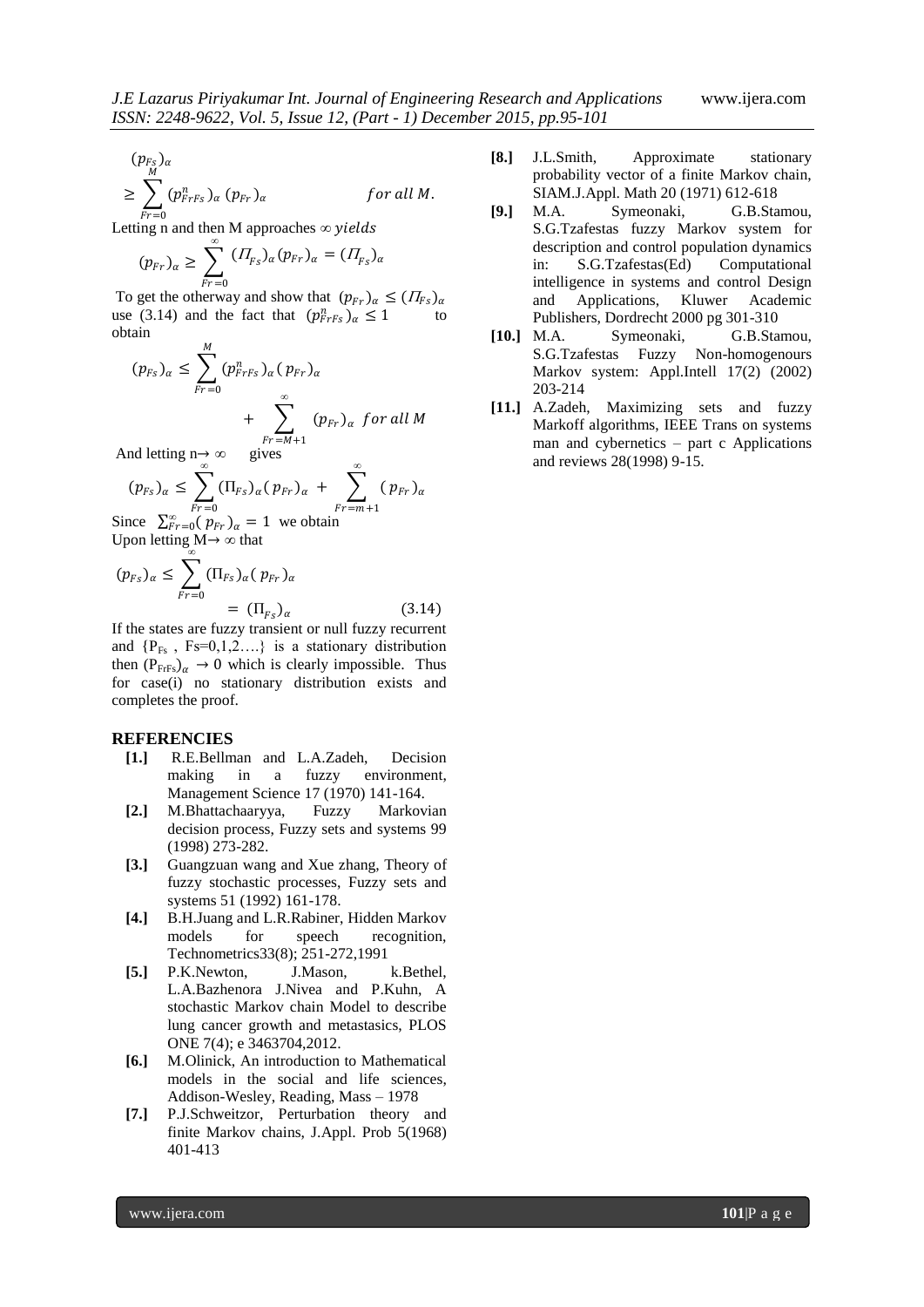$$(p_{Fs})_\alpha \geq \sum_{Fr=0}^{M} (p^n_{FrFs})_\alpha \, (p_{Fr})_\alpha \qquad for \; all \; M.$$

Letting n and then M approaches $\infty$ *yields*

$$(p_{Fr})_\alpha \geq \sum_{Fr=0}^{\infty} (\Pi_{F_s})_\alpha (p_{Fr})_\alpha = (\Pi_{F_s})_\alpha$$

To get the otherway and show that $(p_{Fr})_\alpha \leq (\Pi_{Fs})_\alpha$ use (3.14) and the fact that $(p^n_{FrFs})_\alpha \leq 1$ to obtain

$$(p_{Fs})_\alpha \leq \sum_{Fr=0}^{M} (p^n_{FrFs})_\alpha ( p_{Fr})_\alpha + \sum_{Fr=M+1}^{\infty} (p_{Fr})_\alpha \; for \; all \; M$$

And letting n→ $\infty$ gives

$$(p_{Fs})_\alpha \leq \sum_{Fr=0}^{\infty} (\Pi_{Fs})_\alpha ( p_{Fr})_\alpha + \sum_{Fr=m+1}^{\infty} ( p_{Fr})_\alpha$$

Since $\sum_{Fr=0}^{\infty} ( p_{Fr})_\alpha = 1$ we obtain
Upon letting M→ $\infty$ that

$$(p_{Fs})_\alpha \leq \sum_{Fr=0}^{\infty} (\Pi_{Fs})_\alpha ( p_{Fr})_\alpha = (\Pi_{F_s})_\alpha \qquad (3.14)$$

If the states are fuzzy transient or null fuzzy recurrent and $\{P_{Fs}$ , Fs=0,1,2….} is a stationary distribution then $(P_{FrFs})_\alpha \to 0$ which is clearly impossible. Thus for case(i) no stationary distribution exists and completes the proof.

## REFERENCIES

- **[1.]** R.E.Bellman and L.A.Zadeh, Decision making in a fuzzy environment, Management Science 17 (1970) 141-164.
- **[2.]** M.Bhattachaaryya, Fuzzy Markovian decision process, Fuzzy sets and systems 99 (1998) 273-282.
- **[3.]** Guangzuan wang and Xue zhang, Theory of fuzzy stochastic processes, Fuzzy sets and systems 51 (1992) 161-178.
- **[4.]** B.H.Juang and L.R.Rabiner, Hidden Markov models for speech recognition, Technometrics33(8); 251-272,1991
- **[5.]** P.K.Newton, J.Mason, k.Bethel, L.A.Bazhenora J.Nivea and P.Kuhn, A stochastic Markov chain Model to describe lung cancer growth and metastasics, PLOS ONE 7(4); e 3463704,2012.
- **[6.]** M.Olinick, An introduction to Mathematical models in the social and life sciences, Addison-Wesley, Reading, Mass – 1978
- **[7.]** P.J.Schweitzor, Perturbation theory and finite Markov chains, J.Appl. Prob 5(1968) 401-413
- **[8.]** J.L.Smith, Approximate stationary probability vector of a finite Markov chain, SIAM.J.Appl. Math 20 (1971) 612-618
- **[9.]** M.A. Symeonaki, G.B.Stamou, S.G.Tzafestas fuzzy Markov system for description and control population dynamics in: S.G.Tzafestas(Ed) Computational intelligence in systems and control Design and Applications, Kluwer Academic Publishers, Dordrecht 2000 pg 301-310
- **[10.]** M.A. Symeonaki, G.B.Stamou, S.G.Tzafestas Fuzzy Non-homogenours Markov system: Appl.Intell 17(2) (2002) 203-214
- **[11.]** A.Zadeh, Maximizing sets and fuzzy Markoff algorithms, IEEE Trans on systems man and cybernetics – part c Applications and reviews 28(1998) 9-15.